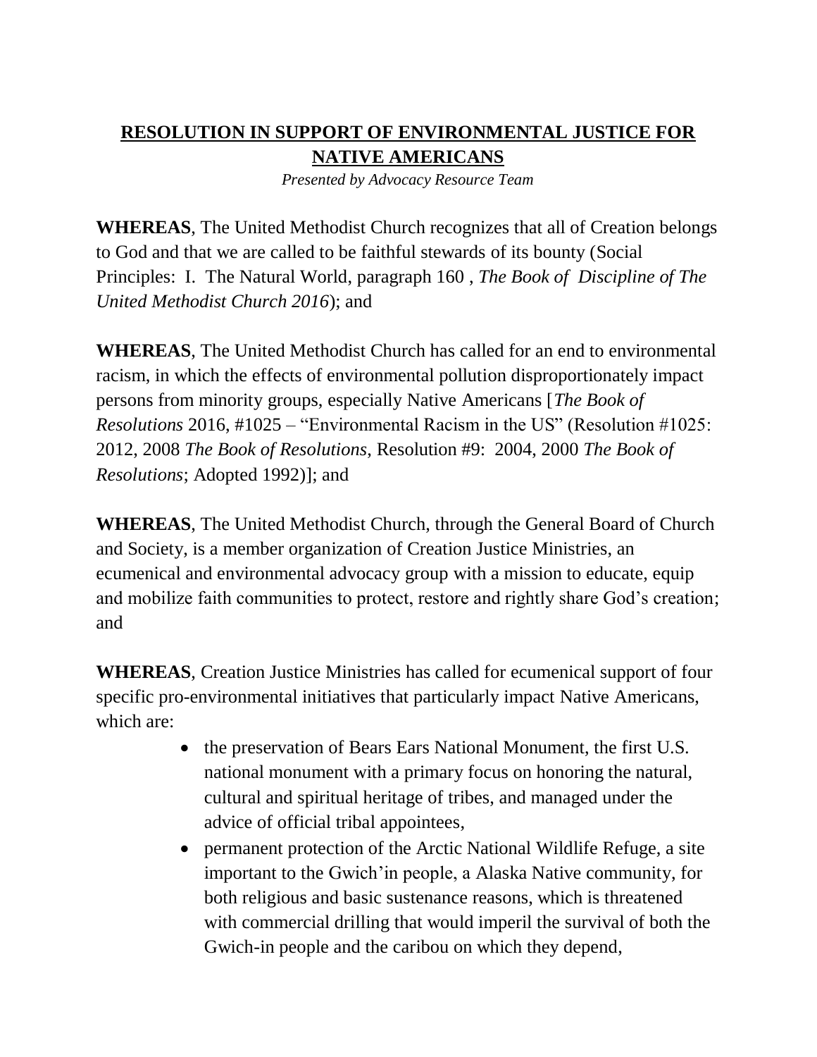# RESOLUTION IN SUPPORT OF ENVIRONMENTAL JUSTICE FOR NATIVE AMERICANS

*Presented by Advocacy Resource Team*

**WHEREAS**, The United Methodist Church recognizes that all of Creation belongs to God and that we are called to be faithful stewards of its bounty (Social Principles: I. The Natural World, paragraph 160 , *The Book of Discipline of The United Methodist Church 2016*); and

**WHEREAS**, The United Methodist Church has called for an end to environmental racism, in which the effects of environmental pollution disproportionately impact persons from minority groups, especially Native Americans [*The Book of Resolutions* 2016, #1025 – "Environmental Racism in the US" (Resolution #1025: 2012, 2008 *The Book of Resolutions*, Resolution #9: 2004, 2000 *The Book of Resolutions*; Adopted 1992)]; and

**WHEREAS**, The United Methodist Church, through the General Board of Church and Society, is a member organization of Creation Justice Ministries, an ecumenical and environmental advocacy group with a mission to educate, equip and mobilize faith communities to protect, restore and rightly share God's creation; and

**WHEREAS**, Creation Justice Ministries has called for ecumenical support of four specific pro-environmental initiatives that particularly impact Native Americans, which are:

- the preservation of Bears Ears National Monument, the first U.S. national monument with a primary focus on honoring the natural, cultural and spiritual heritage of tribes, and managed under the advice of official tribal appointees,
- permanent protection of the Arctic National Wildlife Refuge, a site important to the Gwich'in people, a Alaska Native community, for both religious and basic sustenance reasons, which is threatened with commercial drilling that would imperil the survival of both the Gwich-in people and the caribou on which they depend,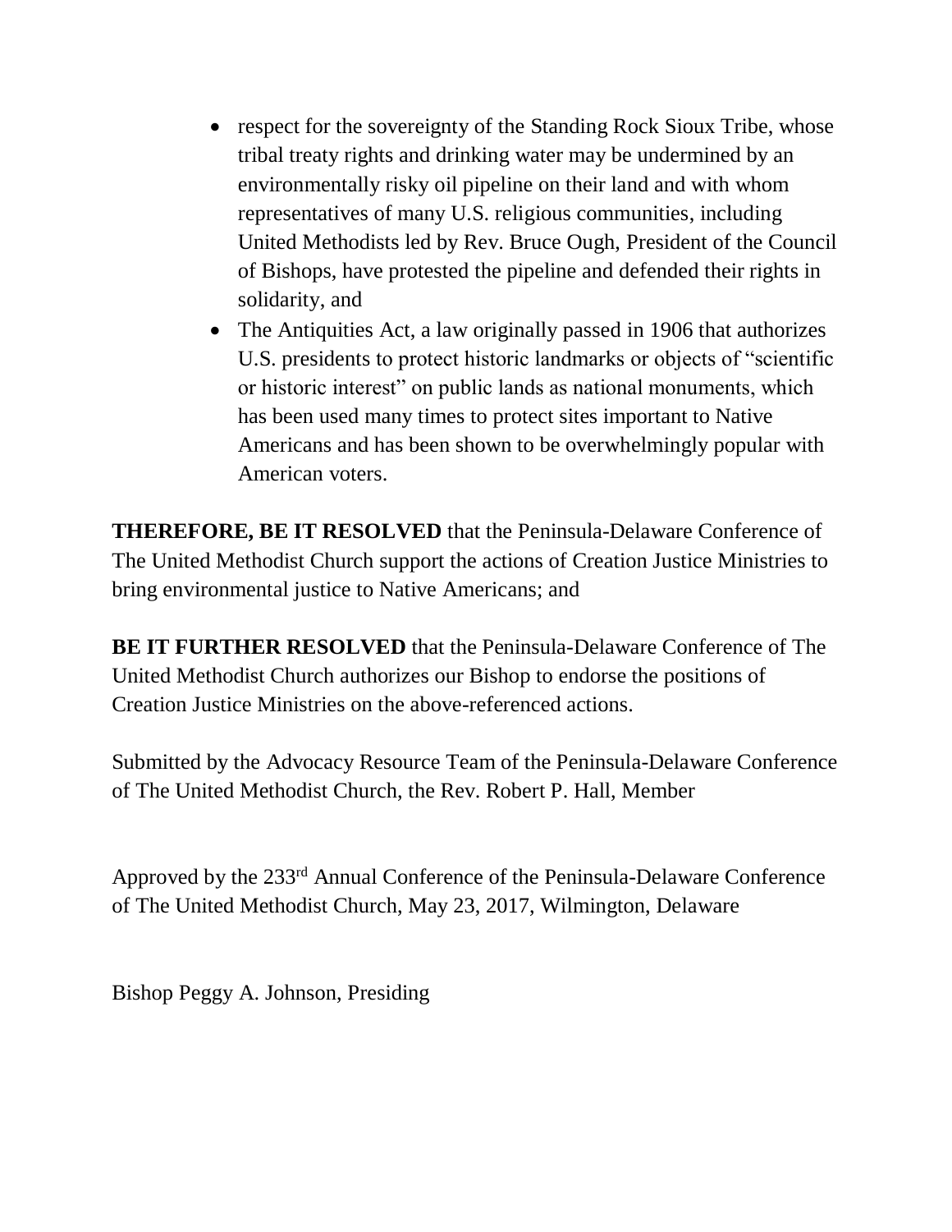- respect for the sovereignty of the Standing Rock Sioux Tribe, whose tribal treaty rights and drinking water may be undermined by an environmentally risky oil pipeline on their land and with whom representatives of many U.S. religious communities, including United Methodists led by Rev. Bruce Ough, President of the Council of Bishops, have protested the pipeline and defended their rights in solidarity, and
- The Antiquities Act, a law originally passed in 1906 that authorizes U.S. presidents to protect historic landmarks or objects of "scientific or historic interest" on public lands as national monuments, which has been used many times to protect sites important to Native Americans and has been shown to be overwhelmingly popular with American voters.

**THEREFORE, BE IT RESOLVED** that the Peninsula-Delaware Conference of The United Methodist Church support the actions of Creation Justice Ministries to bring environmental justice to Native Americans; and

**BE IT FURTHER RESOLVED** that the Peninsula-Delaware Conference of The United Methodist Church authorizes our Bishop to endorse the positions of Creation Justice Ministries on the above-referenced actions.

Submitted by the Advocacy Resource Team of the Peninsula-Delaware Conference of The United Methodist Church, the Rev. Robert P. Hall, Member

Approved by the 233rd Annual Conference of the Peninsula-Delaware Conference of The United Methodist Church, May 23, 2017, Wilmington, Delaware

Bishop Peggy A. Johnson, Presiding